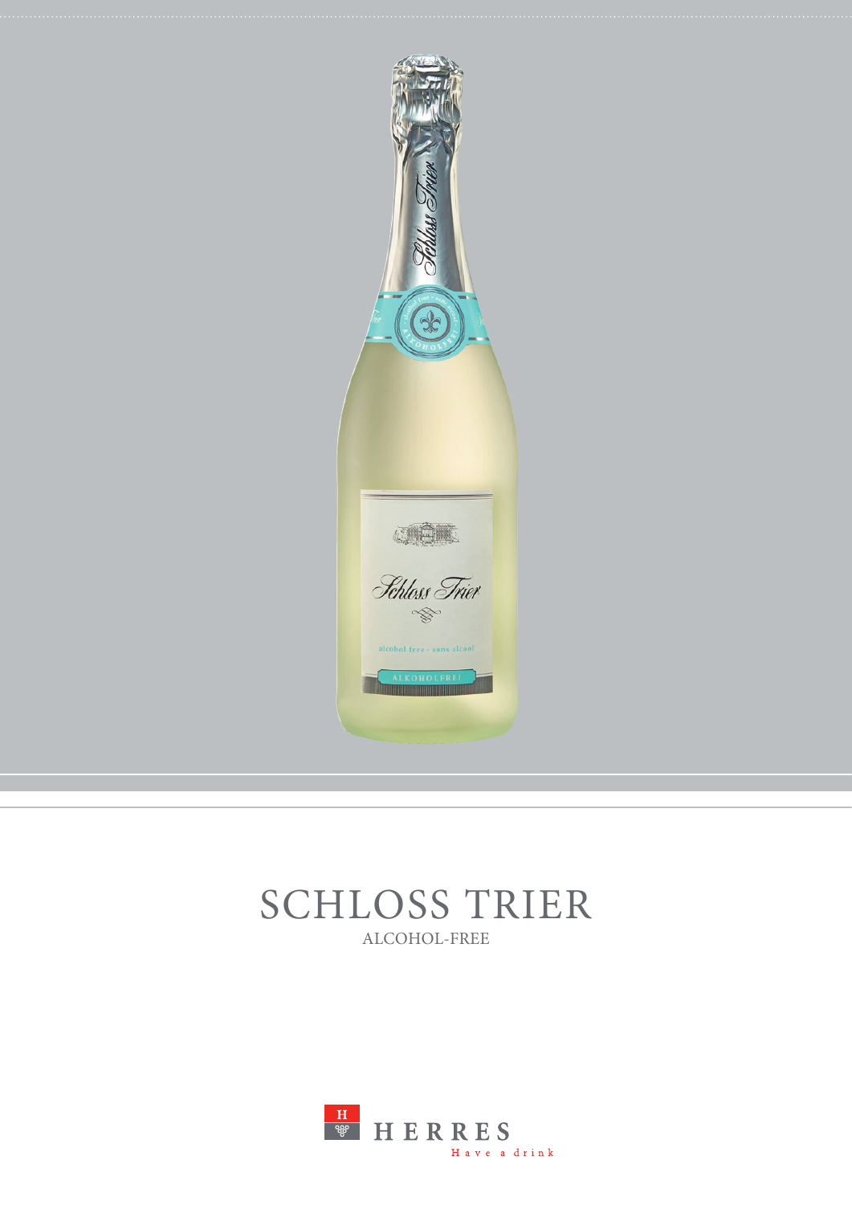# SCHLOSS TRIER

ALCOHOL-FREE

HERRES

Have a drink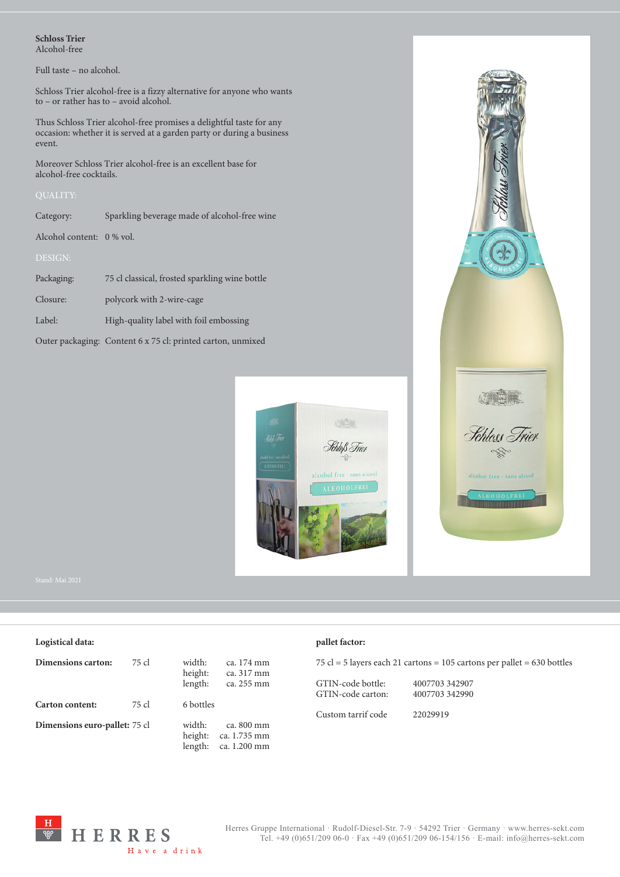**Schloss Trier**
Alcohol-free

Full taste – no alcohol.

Schloss Trier alcohol-free is a fizzy alternative for anyone who wants to – or rather has to – avoid alcohol.

Thus Schloss Trier alcohol-free promises a delightful taste for any occasion: whether it is served at a garden party or during a business event.

Moreover Schloss Trier alcohol-free is an excellent base for alcohol-free cocktails.

QUALITY:

| | |
|---|---|
| Category: | Sparkling beverage made of alcohol-free wine |
| Alcohol content: | 0 % vol. |

DESIGN:

| | |
|---|---|
| Packaging: | 75 cl classical, frosted sparkling wine bottle |
| Closure: | polycork with 2-wire-cage |
| Label: | High-quality label with foil embossing |
| Outer packaging: | Content 6 x 75 cl: printed carton, unmixed |

Stand: Mai 2021

**Logistical data:**

| | | | |
|---|---|---|---|
| **Dimensions carton:** | 75 cl | width: | ca. 174 mm |
| | | height: | ca. 317 mm |
| | | length: | ca. 255 mm |
| **Carton content:** | 75 cl | 6 bottles | |
| **Dimensions euro-pallet:** | 75 cl | width: | ca. 800 mm |
| | | height: | ca. 1.735 mm |
| | | length: | ca. 1.200 mm |

**pallet factor:**

75 cl = 5 layers each 21 cartons = 105 cartons per pallet = 630 bottles

| | |
|---|---|
| GTIN-code bottle: | 4007703 342907 |
| GTIN-code carton: | 4007703 342990 |
| Custom tarrif code | 22029919 |

HERRES
Have a drink

Herres Gruppe International · Rudolf-Diesel-Str. 7-9 · 54292 Trier · Germany · www.herres-sekt.com
Tel. +49 (0)651/209 06-0 · Fax +49 (0)651/209 06-154/156 · E-mail: info@herres-sekt.com